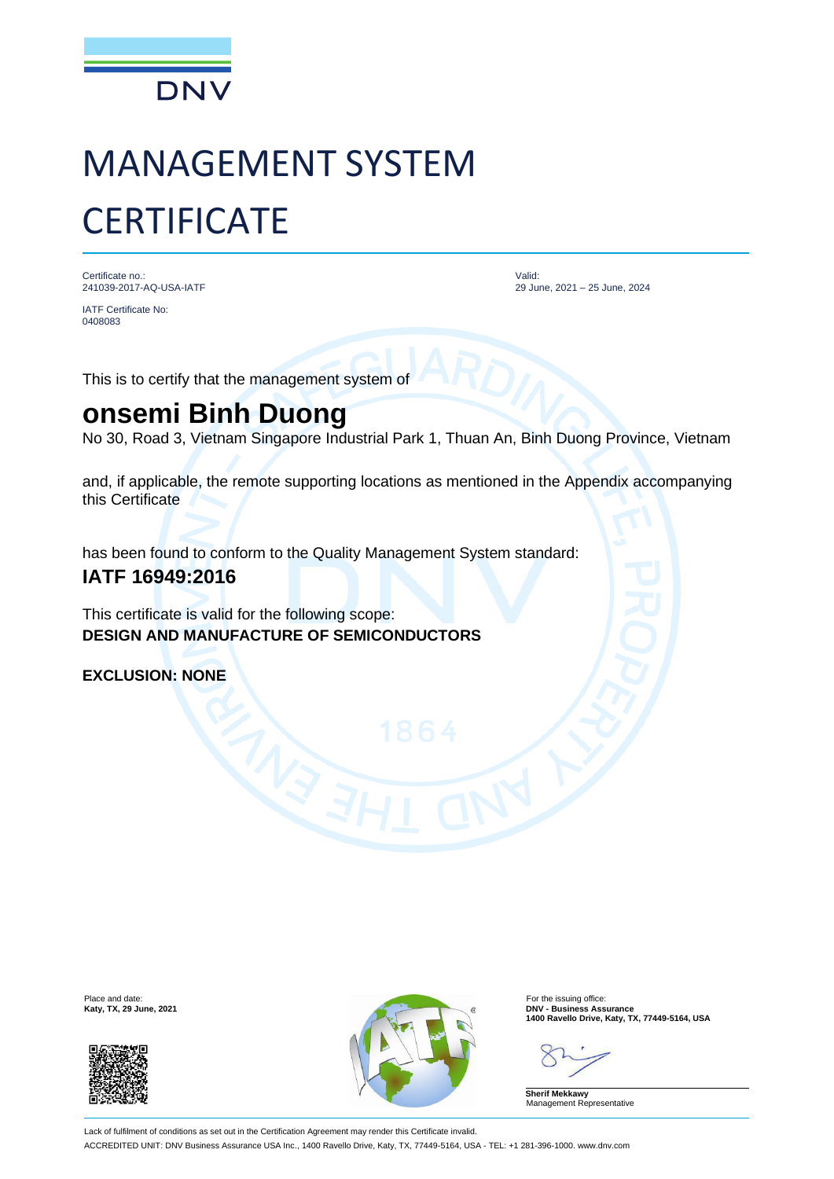DNV

# MANAGEMENT SYSTEM CERTIFICATE

Certificate no.:
241039-2017-AQ-USA-IATF

IATF Certificate No:
0408083

Valid:
29 June, 2021 – 25 June, 2024

This is to certify that the management system of

## onsemi Binh Duong

No 30, Road 3, Vietnam Singapore Industrial Park 1, Thuan An, Binh Duong Province, Vietnam

and, if applicable, the remote supporting locations as mentioned in the Appendix accompanying this Certificate

has been found to conform to the Quality Management System standard:

**IATF 16949:2016**

This certificate is valid for the following scope:
**DESIGN AND MANUFACTURE OF SEMICONDUCTORS**

**EXCLUSION: NONE**

Place and date:
**Katy, TX, 29 June, 2021**

For the issuing office:
**DNV - Business Assurance**
**1400 Ravello Drive, Katy, TX, 77449-5164, USA**

**Sherif Mekkawy**
Management Representative

Lack of fulfilment of conditions as set out in the Certification Agreement may render this Certificate invalid.

ACCREDITED UNIT: DNV Business Assurance USA Inc., 1400 Ravello Drive, Katy, TX, 77449-5164, USA - TEL: +1 281-396-1000. www.dnv.com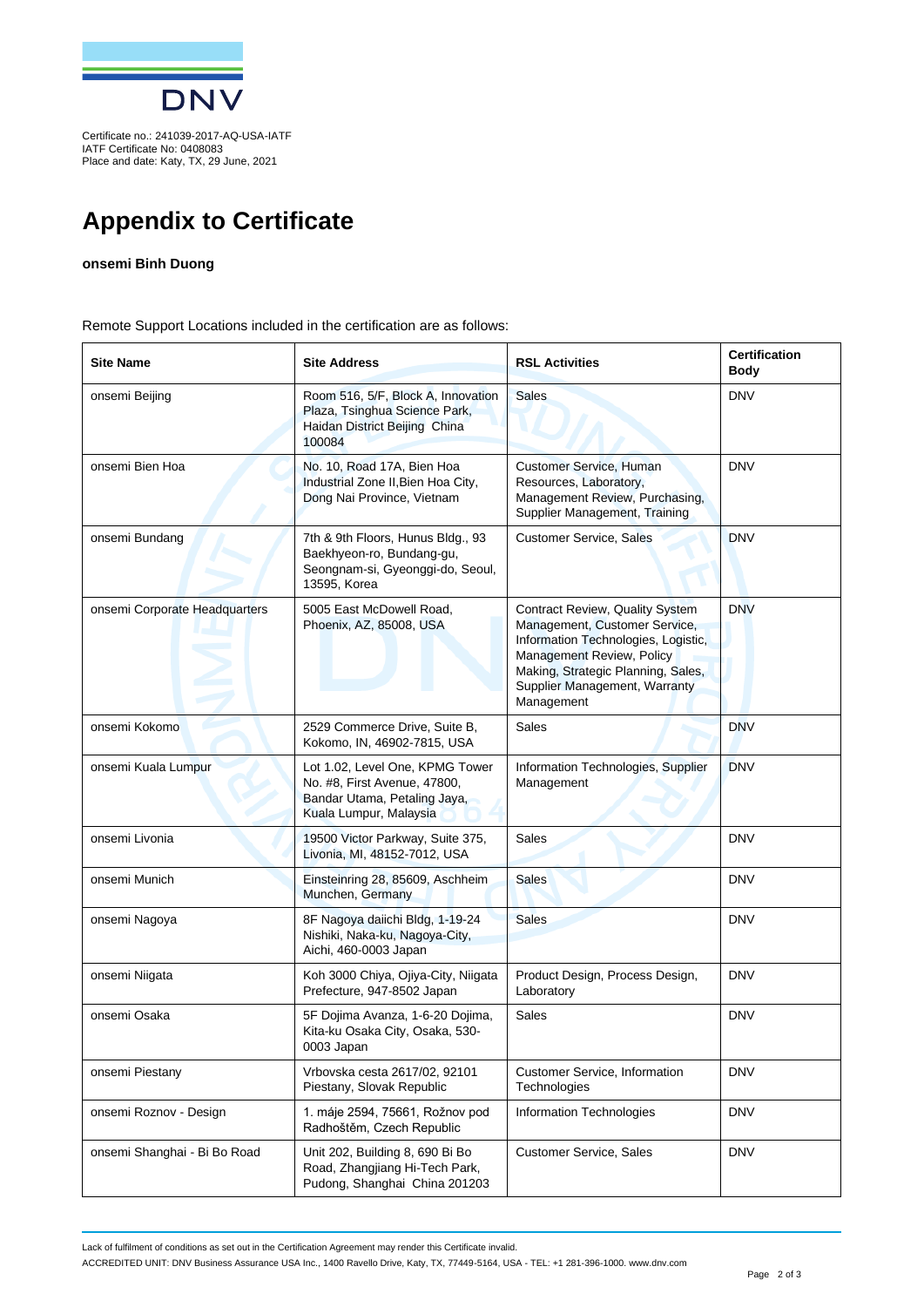Certificate no.: 241039-2017-AQ-USA-IATF
IATF Certificate No: 0408083
Place and date: Katy, TX, 29 June, 2021

# Appendix to Certificate

**onsemi Binh Duong**

Remote Support Locations included in the certification are as follows:

| Site Name | Site Address | RSL Activities | Certification Body |
|---|---|---|---|
| onsemi Beijing | Room 516, 5/F, Block A, Innovation Plaza, Tsinghua Science Park, Haidan District Beijing China 100084 | Sales | DNV |
| onsemi Bien Hoa | No. 10, Road 17A, Bien Hoa Industrial Zone II,Bien Hoa City, Dong Nai Province, Vietnam | Customer Service, Human Resources, Laboratory, Management Review, Purchasing, Supplier Management, Training | DNV |
| onsemi Bundang | 7th & 9th Floors, Hunus Bldg., 93 Baekhyeon-ro, Bundang-gu, Seongnam-si, Gyeonggi-do, Seoul, 13595, Korea | Customer Service, Sales | DNV |
| onsemi Corporate Headquarters | 5005 East McDowell Road, Phoenix, AZ, 85008, USA | Contract Review, Quality System Management, Customer Service, Information Technologies, Logistic, Management Review, Policy Making, Strategic Planning, Sales, Supplier Management, Warranty Management | DNV |
| onsemi Kokomo | 2529 Commerce Drive, Suite B, Kokomo, IN, 46902-7815, USA | Sales | DNV |
| onsemi Kuala Lumpur | Lot 1.02, Level One, KPMG Tower No. #8, First Avenue, 47800, Bandar Utama, Petaling Jaya, Kuala Lumpur, Malaysia | Information Technologies, Supplier Management | DNV |
| onsemi Livonia | 19500 Victor Parkway, Suite 375, Livonia, MI, 48152-7012, USA | Sales | DNV |
| onsemi Munich | Einsteinring 28, 85609, Aschheim Munchen, Germany | Sales | DNV |
| onsemi Nagoya | 8F Nagoya daiichi Bldg, 1-19-24 Nishiki, Naka-ku, Nagoya-City, Aichi, 460-0003 Japan | Sales | DNV |
| onsemi Niigata | Koh 3000 Chiya, Ojiya-City, Niigata Prefecture, 947-8502 Japan | Product Design, Process Design, Laboratory | DNV |
| onsemi Osaka | 5F Dojima Avanza, 1-6-20 Dojima, Kita-ku Osaka City, Osaka, 530-0003 Japan | Sales | DNV |
| onsemi Piestany | Vrbovska cesta 2617/02, 92101 Piestany, Slovak Republic | Customer Service, Information Technologies | DNV |
| onsemi Roznov - Design | 1. máje 2594, 75661, Rožnov pod Radhoštěm, Czech Republic | Information Technologies | DNV |
| onsemi Shanghai - Bi Bo Road | Unit 202, Building 8, 690 Bi Bo Road, Zhangjiang Hi-Tech Park, Pudong, Shanghai China 201203 | Customer Service, Sales | DNV |

Lack of fulfilment of conditions as set out in the Certification Agreement may render this Certificate invalid.

ACCREDITED UNIT: DNV Business Assurance USA Inc., 1400 Ravello Drive, Katy, TX, 77449-5164, USA - TEL: +1 281-396-1000. www.dnv.com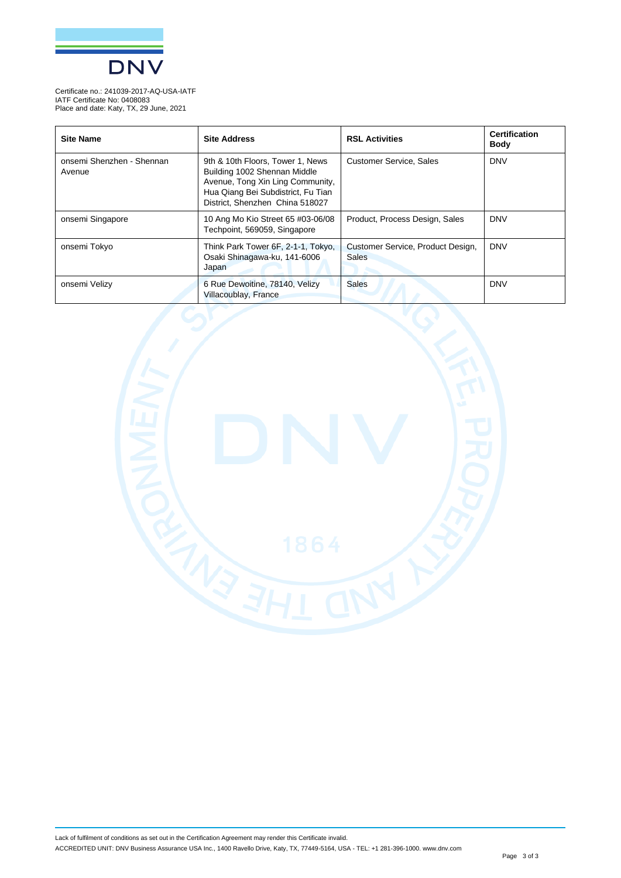Certificate no.: 241039-2017-AQ-USA-IATF
IATF Certificate No: 0408083
Place and date: Katy, TX, 29 June, 2021

| Site Name | Site Address | RSL Activities | Certification Body |
|---|---|---|---|
| onsemi Shenzhen - Shennan Avenue | 9th & 10th Floors, Tower 1, News Building 1002 Shennan Middle Avenue, Tong Xin Ling Community, Hua Qiang Bei Subdistrict, Fu Tian District, Shenzhen China 518027 | Customer Service, Sales | DNV |
| onsemi Singapore | 10 Ang Mo Kio Street 65 #03-06/08 Techpoint, 569059, Singapore | Product, Process Design, Sales | DNV |
| onsemi Tokyo | Think Park Tower 6F, 2-1-1, Tokyo, Osaki Shinagawa-ku, 141-6006 Japan | Customer Service, Product Design, Sales | DNV |
| onsemi Velizy | 6 Rue Dewoitine, 78140, Velizy Villacoublay, France | Sales | DNV |

Lack of fulfilment of conditions as set out in the Certification Agreement may render this Certificate invalid.

ACCREDITED UNIT: DNV Business Assurance USA Inc., 1400 Ravello Drive, Katy, TX, 77449-5164, USA - TEL: +1 281-396-1000. www.dnv.com